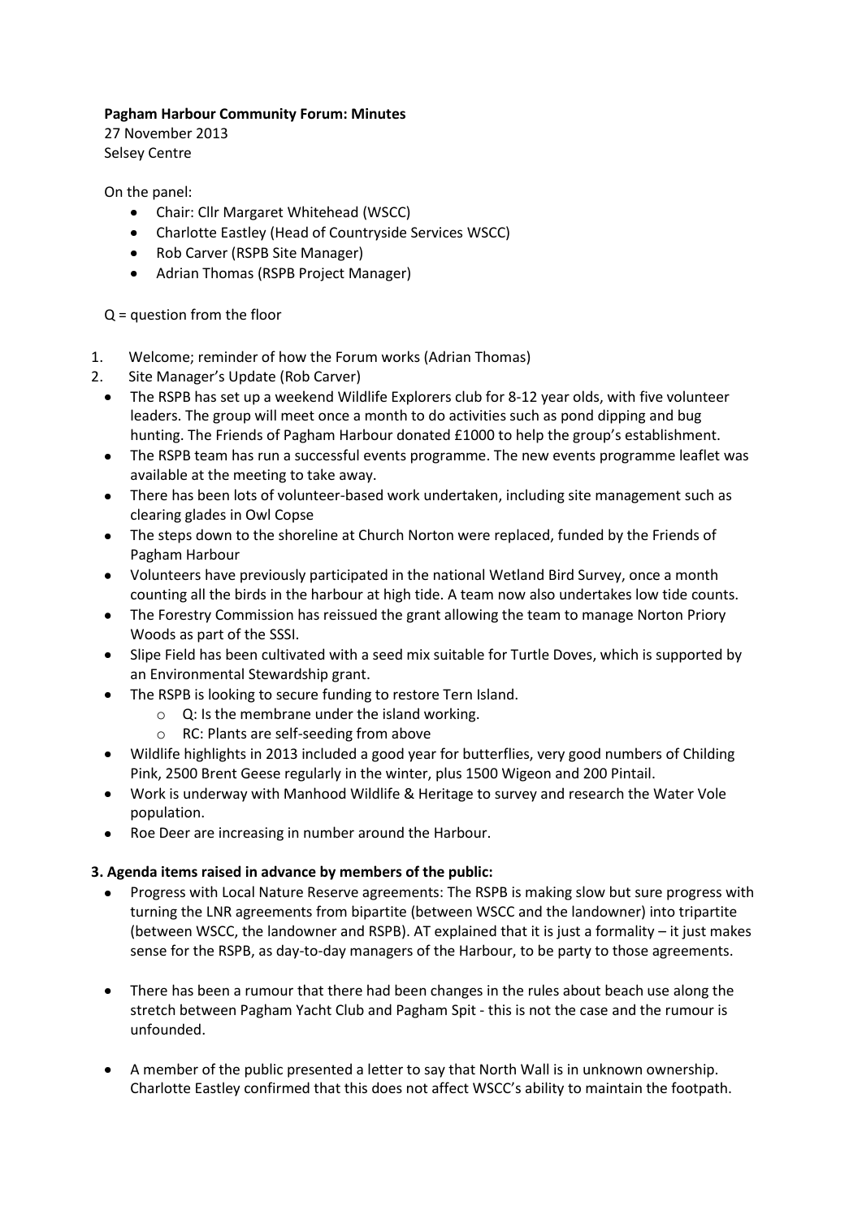**Pagham Harbour Community Forum: Minutes**

27 November 2013

Selsey Centre

On the panel:

- Chair: Cllr Margaret Whitehead (WSCC)
- Charlotte Eastley (Head of Countryside Services WSCC)
- Rob Carver (RSPB Site Manager)
- Adrian Thomas (RSPB Project Manager)

Q = question from the floor

1. Welcome; reminder of how the Forum works (Adrian Thomas)
2. Site Manager's Update (Rob Carver)
   - The RSPB has set up a weekend Wildlife Explorers club for 8-12 year olds, with five volunteer leaders. The group will meet once a month to do activities such as pond dipping and bug hunting. The Friends of Pagham Harbour donated £1000 to help the group's establishment.
   - The RSPB team has run a successful events programme. The new events programme leaflet was available at the meeting to take away.
   - There has been lots of volunteer-based work undertaken, including site management such as clearing glades in Owl Copse
   - The steps down to the shoreline at Church Norton were replaced, funded by the Friends of Pagham Harbour
   - Volunteers have previously participated in the national Wetland Bird Survey, once a month counting all the birds in the harbour at high tide. A team now also undertakes low tide counts.
   - The Forestry Commission has reissued the grant allowing the team to manage Norton Priory Woods as part of the SSSI.
   - Slipe Field has been cultivated with a seed mix suitable for Turtle Doves, which is supported by an Environmental Stewardship grant.
   - The RSPB is looking to secure funding to restore Tern Island.
     - Q: Is the membrane under the island working.
     - RC: Plants are self-seeding from above
   - Wildlife highlights in 2013 included a good year for butterflies, very good numbers of Childing Pink, 2500 Brent Geese regularly in the winter, plus 1500 Wigeon and 200 Pintail.
   - Work is underway with Manhood Wildlife & Heritage to survey and research the Water Vole population.
   - Roe Deer are increasing in number around the Harbour.

**3. Agenda items raised in advance by members of the public:**

- Progress with Local Nature Reserve agreements: The RSPB is making slow but sure progress with turning the LNR agreements from bipartite (between WSCC and the landowner) into tripartite (between WSCC, the landowner and RSPB). AT explained that it is just a formality – it just makes sense for the RSPB, as day-to-day managers of the Harbour, to be party to those agreements.

- There has been a rumour that there had been changes in the rules about beach use along the stretch between Pagham Yacht Club and Pagham Spit - this is not the case and the rumour is unfounded.

- A member of the public presented a letter to say that North Wall is in unknown ownership. Charlotte Eastley confirmed that this does not affect WSCC's ability to maintain the footpath.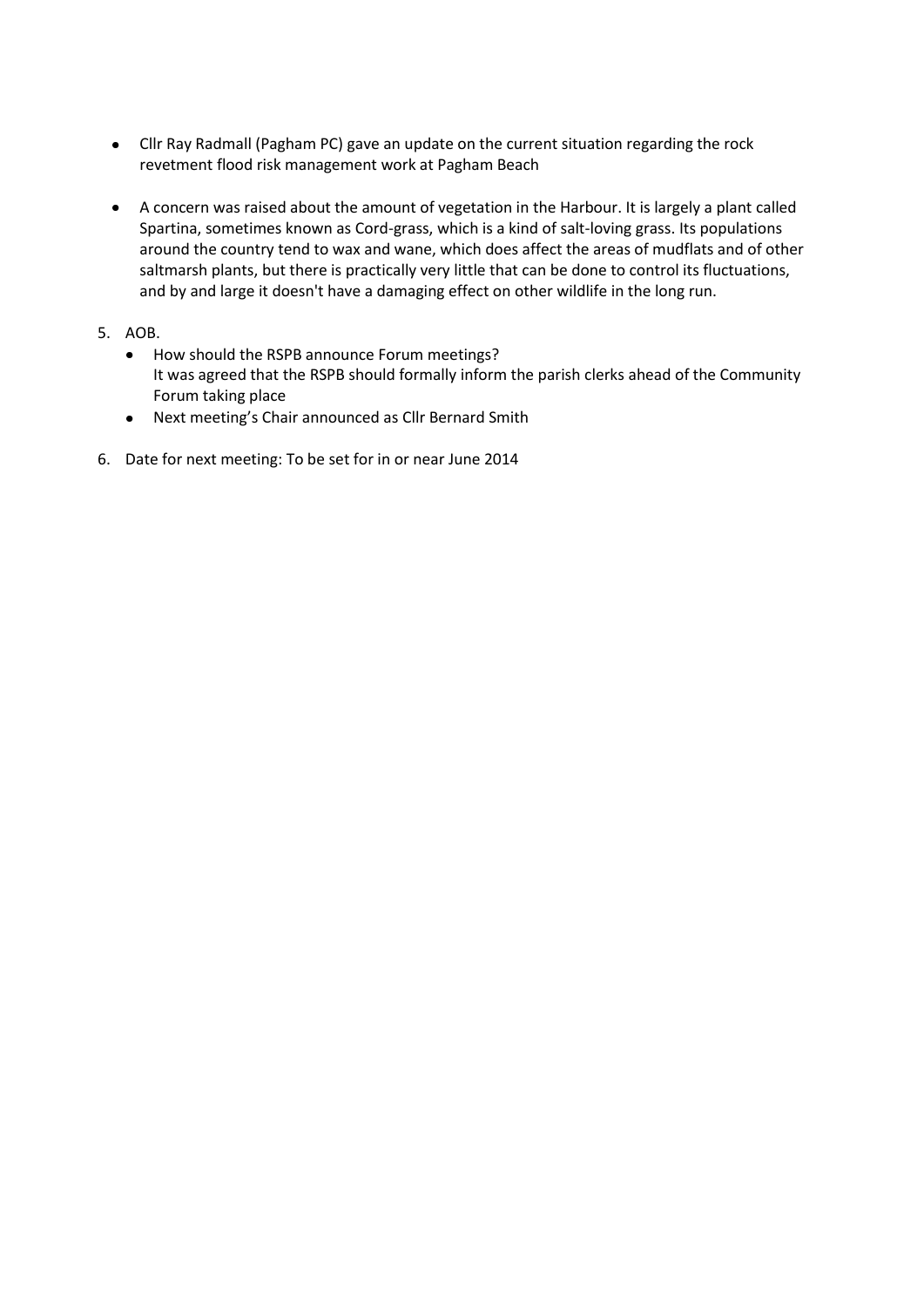- Cllr Ray Radmall (Pagham PC) gave an update on the current situation regarding the rock revetment flood risk management work at Pagham Beach

- A concern was raised about the amount of vegetation in the Harbour. It is largely a plant called Spartina, sometimes known as Cord-grass, which is a kind of salt-loving grass. Its populations around the country tend to wax and wane, which does affect the areas of mudflats and of other saltmarsh plants, but there is practically very little that can be done to control its fluctuations, and by and large it doesn't have a damaging effect on other wildlife in the long run.

5. AOB.
   - How should the RSPB announce Forum meetings?
     It was agreed that the RSPB should formally inform the parish clerks ahead of the Community Forum taking place
   - Next meeting's Chair announced as Cllr Bernard Smith

6. Date for next meeting: To be set for in or near June 2014